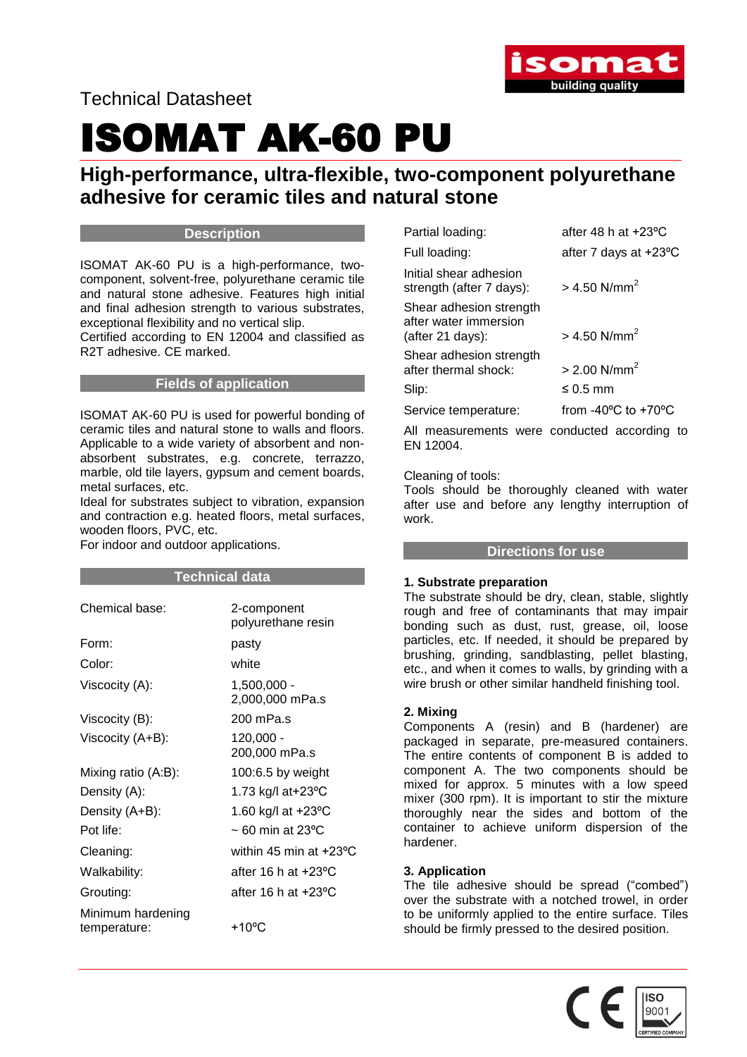Technical Datasheet

# ISOMAT AK-60 PU

## High-performance, ultra-flexible, two-component polyurethane adhesive for ceramic tiles and natural stone

### Description

ISOMAT AK-60 PU is a high-performance, two-component, solvent-free, polyurethane ceramic tile and natural stone adhesive. Features high initial and final adhesion strength to various substrates, exceptional flexibility and no vertical slip.
Certified according to EN 12004 and classified as R2T adhesive. CE marked.

### Fields of application

ISOMAT AK-60 PU is used for powerful bonding of ceramic tiles and natural stone to walls and floors. Applicable to a wide variety of absorbent and non-absorbent substrates, e.g. concrete, terrazzo, marble, old tile layers, gypsum and cement boards, metal surfaces, etc.
Ideal for substrates subject to vibration, expansion and contraction e.g. heated floors, metal surfaces, wooden floors, PVC, etc.
For indoor and outdoor applications.

### Technical data

| | |
|---|---|
| Chemical base: | 2-component polyurethane resin |
| Form: | pasty |
| Color: | white |
| Viscosity (A): | 1,500,000 - 2,000,000 mPa.s |
| Viscosity (B): | 200 mPa.s |
| Viscosity (A+B): | 120,000 - 200,000 mPa.s |
| Mixing ratio (A:B): | 100:6.5 by weight |
| Density (A): | 1.73 kg/l at+23ºC |
| Density (A+B): | 1.60 kg/l at +23ºC |
| Pot life: | ~ 60 min at 23ºC |
| Cleaning: | within 45 min at +23ºC |
| Walkability: | after 16 h at +23ºC |
| Grouting: | after 16 h at +23ºC |
| Minimum hardening temperature: | +10ºC |
| Partial loading: | after 48 h at +23ºC |
| Full loading: | after 7 days at +23ºC |
| Initial shear adhesion strength (after 7 days): | > 4.50 N/mm$^2$ |
| Shear adhesion strength after water immersion (after 21 days): | > 4.50 N/mm$^2$ |
| Shear adhesion strength after thermal shock: | > 2.00 N/mm$^2$ |
| Slip: | ≤ 0.5 mm |
| Service temperature: | from -40ºC to +70ºC |

All measurements were conducted according to EN 12004.

Cleaning of tools:
Tools should be thoroughly cleaned with water after use and before any lengthy interruption of work.

### Directions for use

**1. Substrate preparation**

The substrate should be dry, clean, stable, slightly rough and free of contaminants that may impair bonding such as dust, rust, grease, oil, loose particles, etc. If needed, it should be prepared by brushing, grinding, sandblasting, pellet blasting, etc., and when it comes to walls, by grinding with a wire brush or other similar handheld finishing tool.

**2. Mixing**

Components A (resin) and B (hardener) are packaged in separate, pre-measured containers. The entire contents of component B is added to component A. The two components should be mixed for approx. 5 minutes with a low speed mixer (300 rpm). It is important to stir the mixture thoroughly near the sides and bottom of the container to achieve uniform dispersion of the hardener.

**3. Application**

The tile adhesive should be spread ("combed") over the substrate with a notched trowel, in order to be uniformly applied to the entire surface. Tiles should be firmly pressed to the desired position.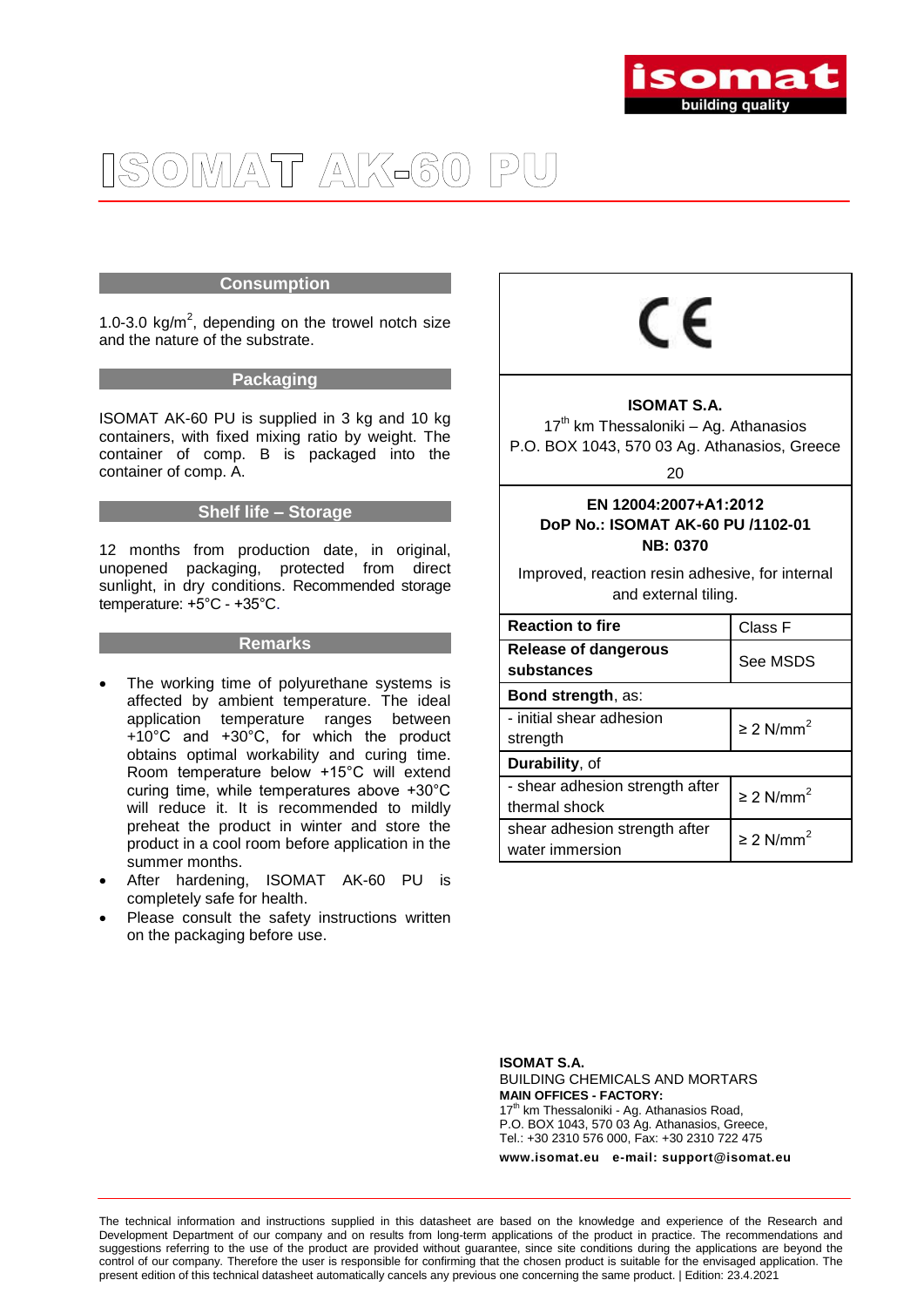# ISOMAT AK-60 PU

## Consumption

1.0-3.0 kg/m$^2$, depending on the trowel notch size and the nature of the substrate.

## Packaging

ISOMAT AK-60 PU is supplied in 3 kg and 10 kg containers, with fixed mixing ratio by weight. The container of comp. B is packaged into the container of comp. A.

## Shelf life – Storage

12 months from production date, in original, unopened packaging, protected from direct sunlight, in dry conditions. Recommended storage temperature: +5°C - +35°C.

## Remarks

- The working time of polyurethane systems is affected by ambient temperature. The ideal application temperature ranges between +10°C and +30°C, for which the product obtains optimal workability and curing time. Room temperature below +15°C will extend curing time, while temperatures above +30°C will reduce it. It is recommended to mildly preheat the product in winter and store the product in a cool room before application in the summer months.
- After hardening, ISOMAT AK-60 PU is completely safe for health.
- Please consult the safety instructions written on the packaging before use.

CE

**ISOMAT S.A.**
17th km Thessaloniki – Ag. Athanasios
P.O. BOX 1043, 570 03 Ag. Athanasios, Greece
20

**EN 12004:2007+A1:2012**
**DoP No.: ISOMAT AK-60 PU /1102-01**
**NB: 0370**

Improved, reaction resin adhesive, for internal and external tiling.

| | |
|---|---|
| **Reaction to fire** | Class F |
| **Release of dangerous substances** | See MSDS |
| **Bond strength**, as: | |
| - initial shear adhesion strength | ≥ 2 N/mm$^2$ |
| **Durability**, of | |
| - shear adhesion strength after thermal shock | ≥ 2 N/mm$^2$ |
| shear adhesion strength after water immersion | ≥ 2 N/mm$^2$ |

**ISOMAT S.A.**
BUILDING CHEMICALS AND MORTARS
**MAIN OFFICES - FACTORY:**
17th km Thessaloniki - Ag. Athanasios Road,
P.O. BOX 1043, 570 03 Ag. Athanasios, Greece,
Tel.: +30 2310 576 000, Fax: +30 2310 722 475
**www.isomat.eu e-mail: support@isomat.eu**

The technical information and instructions supplied in this datasheet are based on the knowledge and experience of the Research and Development Department of our company and on results from long-term applications of the product in practice. The recommendations and suggestions referring to the use of the product are provided without guarantee, since site conditions during the applications are beyond the control of our company. Therefore the user is responsible for confirming that the chosen product is suitable for the envisaged application. The present edition of this technical datasheet automatically cancels any previous one concerning the same product. | Edition: 23.4.2021